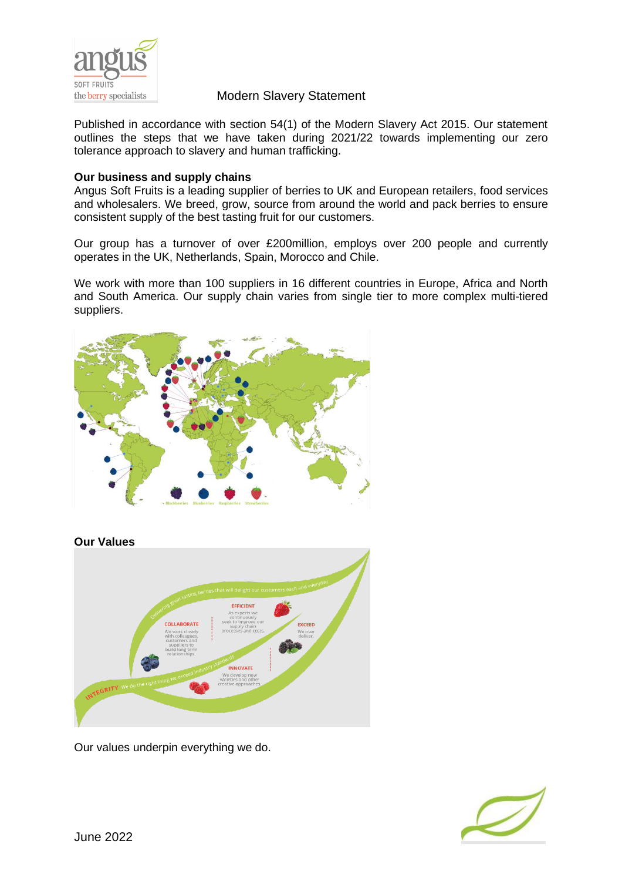# Modern Slavery Statement

Published in accordance with section 54(1) of the Modern Slavery Act 2015. Our statement outlines the steps that we have taken during 2021/22 towards implementing our zero tolerance approach to slavery and human trafficking.

**Our business and supply chains**

Angus Soft Fruits is a leading supplier of berries to UK and European retailers, food services and wholesalers. We breed, grow, source from around the world and pack berries to ensure consistent supply of the best tasting fruit for our customers.

Our group has a turnover of over £200million, employs over 200 people and currently operates in the UK, Netherlands, Spain, Morocco and Chile.

We work with more than 100 suppliers in 16 different countries in Europe, Africa and North and South America. Our supply chain varies from single tier to more complex multi-tiered suppliers.

**Our Values**

Our values underpin everything we do.

June 2022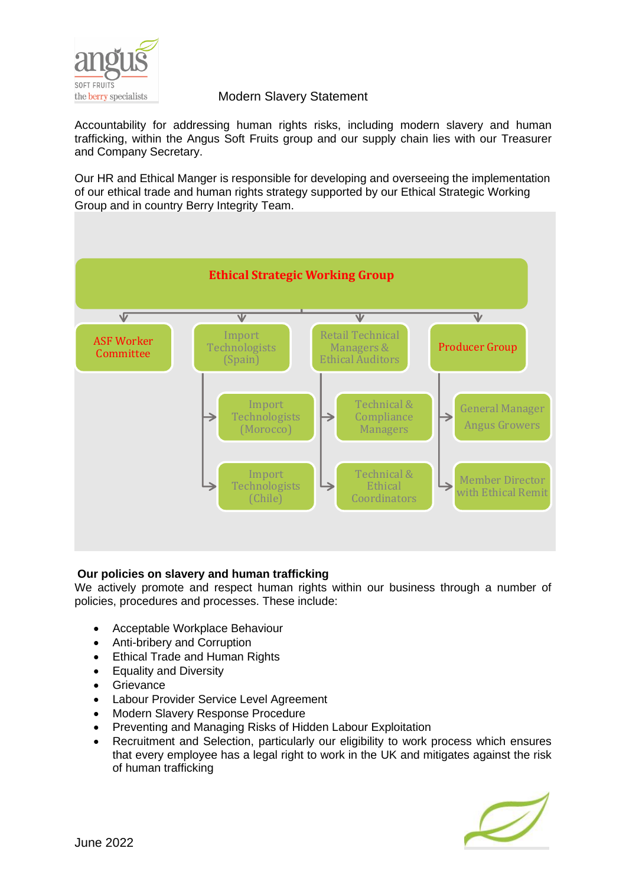Modern Slavery Statement

Accountability for addressing human rights risks, including modern slavery and human trafficking, within the Angus Soft Fruits group and our supply chain lies with our Treasurer and Company Secretary.

Our HR and Ethical Manger is responsible for developing and overseeing the implementation of our ethical trade and human rights strategy supported by our Ethical Strategic Working Group and in country Berry Integrity Team.

Ethical Strategic Working Group

- ASF Worker Committee
- Import Technologists (Spain)
  - Import Technologists (Morocco)
  - Import Technologists (Chile)
- Retail Technical Managers & Ethical Auditors
  - Technical & Compliance Managers
  - Technical & Ethical Coordinators
- Producer Group
  - General Manager Angus Growers
  - Member Director with Ethical Remit

**Our policies on slavery and human trafficking**

We actively promote and respect human rights within our business through a number of policies, procedures and processes. These include:

- Acceptable Workplace Behaviour
- Anti-bribery and Corruption
- Ethical Trade and Human Rights
- Equality and Diversity
- Grievance
- Labour Provider Service Level Agreement
- Modern Slavery Response Procedure
- Preventing and Managing Risks of Hidden Labour Exploitation
- Recruitment and Selection, particularly our eligibility to work process which ensures that every employee has a legal right to work in the UK and mitigates against the risk of human trafficking

June 2022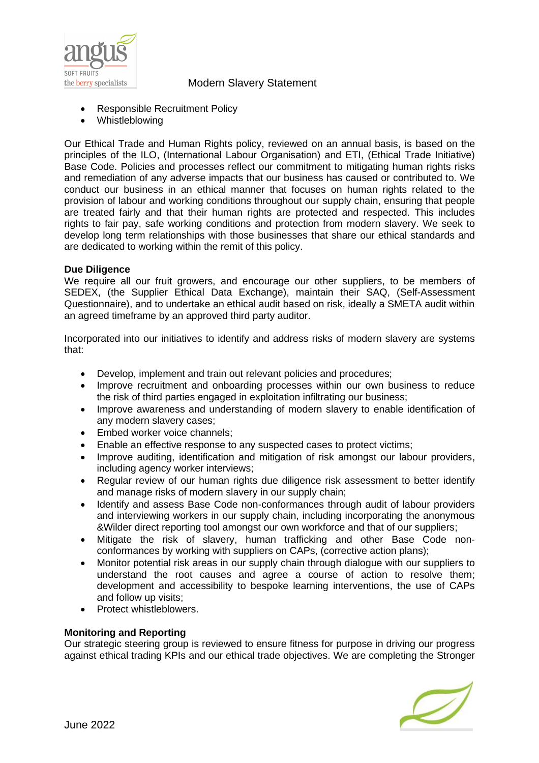- Responsible Recruitment Policy
- Whistleblowing

Our Ethical Trade and Human Rights policy, reviewed on an annual basis, is based on the principles of the ILO, (International Labour Organisation) and ETI, (Ethical Trade Initiative) Base Code. Policies and processes reflect our commitment to mitigating human rights risks and remediation of any adverse impacts that our business has caused or contributed to. We conduct our business in an ethical manner that focuses on human rights related to the provision of labour and working conditions throughout our supply chain, ensuring that people are treated fairly and that their human rights are protected and respected. This includes rights to fair pay, safe working conditions and protection from modern slavery. We seek to develop long term relationships with those businesses that share our ethical standards and are dedicated to working within the remit of this policy.

**Due Diligence**

We require all our fruit growers, and encourage our other suppliers, to be members of SEDEX, (the Supplier Ethical Data Exchange), maintain their SAQ, (Self-Assessment Questionnaire), and to undertake an ethical audit based on risk, ideally a SMETA audit within an agreed timeframe by an approved third party auditor.

Incorporated into our initiatives to identify and address risks of modern slavery are systems that:

- Develop, implement and train out relevant policies and procedures;
- Improve recruitment and onboarding processes within our own business to reduce the risk of third parties engaged in exploitation infiltrating our business;
- Improve awareness and understanding of modern slavery to enable identification of any modern slavery cases;
- Embed worker voice channels;
- Enable an effective response to any suspected cases to protect victims;
- Improve auditing, identification and mitigation of risk amongst our labour providers, including agency worker interviews;
- Regular review of our human rights due diligence risk assessment to better identify and manage risks of modern slavery in our supply chain;
- Identify and assess Base Code non-conformances through audit of labour providers and interviewing workers in our supply chain, including incorporating the anonymous &Wilder direct reporting tool amongst our own workforce and that of our suppliers;
- Mitigate the risk of slavery, human trafficking and other Base Code non-conformances by working with suppliers on CAPs, (corrective action plans);
- Monitor potential risk areas in our supply chain through dialogue with our suppliers to understand the root causes and agree a course of action to resolve them; development and accessibility to bespoke learning interventions, the use of CAPs and follow up visits;
- Protect whistleblowers.

**Monitoring and Reporting**

Our strategic steering group is reviewed to ensure fitness for purpose in driving our progress against ethical trading KPIs and our ethical trade objectives. We are completing the Stronger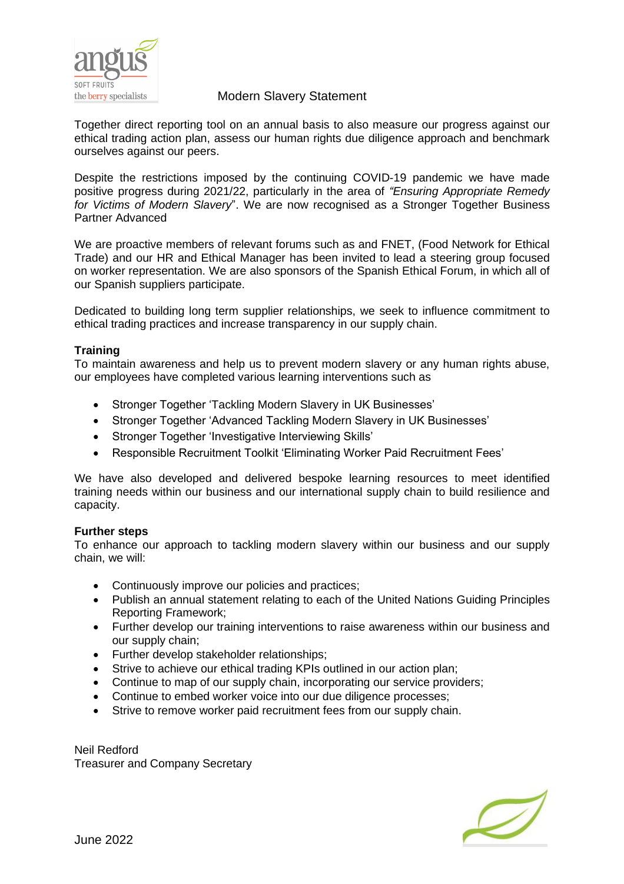Together direct reporting tool on an annual basis to also measure our progress against our ethical trading action plan, assess our human rights due diligence approach and benchmark ourselves against our peers.

Despite the restrictions imposed by the continuing COVID-19 pandemic we have made positive progress during 2021/22, particularly in the area of *"Ensuring Appropriate Remedy for Victims of Modern Slavery*". We are now recognised as a Stronger Together Business Partner Advanced

We are proactive members of relevant forums such as and FNET, (Food Network for Ethical Trade) and our HR and Ethical Manager has been invited to lead a steering group focused on worker representation. We are also sponsors of the Spanish Ethical Forum, in which all of our Spanish suppliers participate.

Dedicated to building long term supplier relationships, we seek to influence commitment to ethical trading practices and increase transparency in our supply chain.

**Training**

To maintain awareness and help us to prevent modern slavery or any human rights abuse, our employees have completed various learning interventions such as

- Stronger Together 'Tackling Modern Slavery in UK Businesses'
- Stronger Together 'Advanced Tackling Modern Slavery in UK Businesses'
- Stronger Together 'Investigative Interviewing Skills'
- Responsible Recruitment Toolkit 'Eliminating Worker Paid Recruitment Fees'

We have also developed and delivered bespoke learning resources to meet identified training needs within our business and our international supply chain to build resilience and capacity.

**Further steps**

To enhance our approach to tackling modern slavery within our business and our supply chain, we will:

- Continuously improve our policies and practices;
- Publish an annual statement relating to each of the United Nations Guiding Principles Reporting Framework;
- Further develop our training interventions to raise awareness within our business and our supply chain;
- Further develop stakeholder relationships;
- Strive to achieve our ethical trading KPIs outlined in our action plan;
- Continue to map of our supply chain, incorporating our service providers;
- Continue to embed worker voice into our due diligence processes;
- Strive to remove worker paid recruitment fees from our supply chain.

Neil Redford
Treasurer and Company Secretary

June 2022